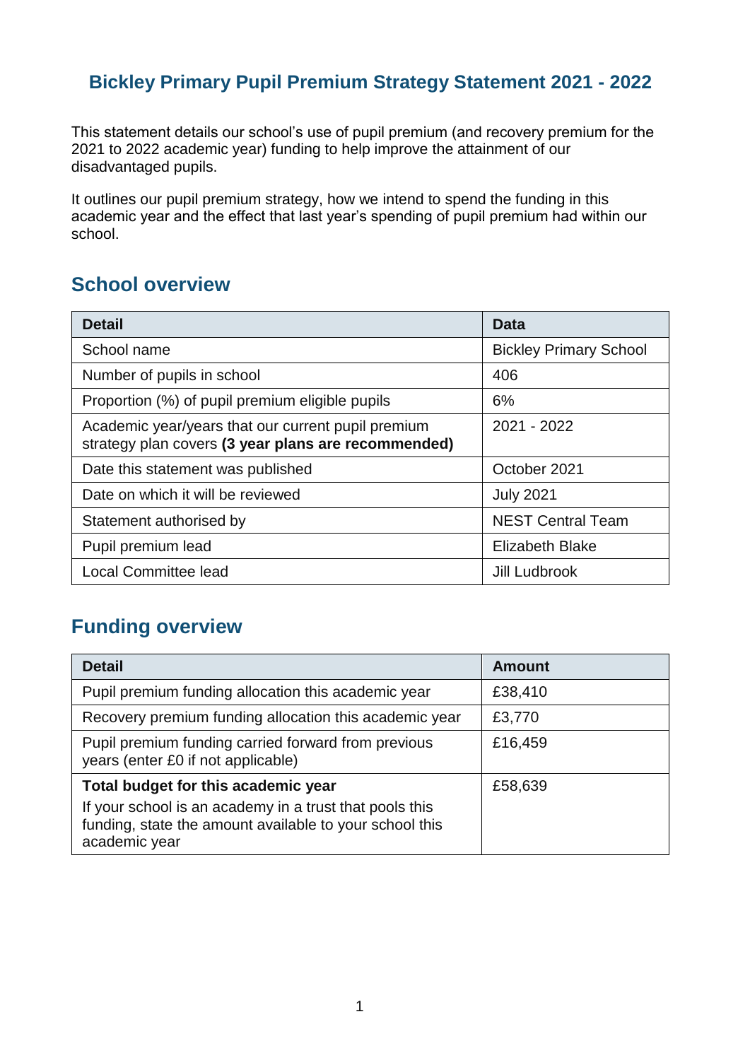# Bickley Primary Pupil Premium Strategy Statement 2021 - 2022

This statement details our school's use of pupil premium (and recovery premium for the 2021 to 2022 academic year) funding to help improve the attainment of our disadvantaged pupils.

It outlines our pupil premium strategy, how we intend to spend the funding in this academic year and the effect that last year's spending of pupil premium had within our school.

## School overview

| Detail | Data |
|---|---|
| School name | Bickley Primary School |
| Number of pupils in school | 406 |
| Proportion (%) of pupil premium eligible pupils | 6% |
| Academic year/years that our current pupil premium strategy plan covers **(3 year plans are recommended)** | 2021 - 2022 |
| Date this statement was published | October 2021 |
| Date on which it will be reviewed | July 2021 |
| Statement authorised by | NEST Central Team |
| Pupil premium lead | Elizabeth Blake |
| Local Committee lead | Jill Ludbrook |

## Funding overview

| Detail | Amount |
|---|---|
| Pupil premium funding allocation this academic year | £38,410 |
| Recovery premium funding allocation this academic year | £3,770 |
| Pupil premium funding carried forward from previous years (enter £0 if not applicable) | £16,459 |
| **Total budget for this academic year** If your school is an academy in a trust that pools this funding, state the amount available to your school this academic year | £58,639 |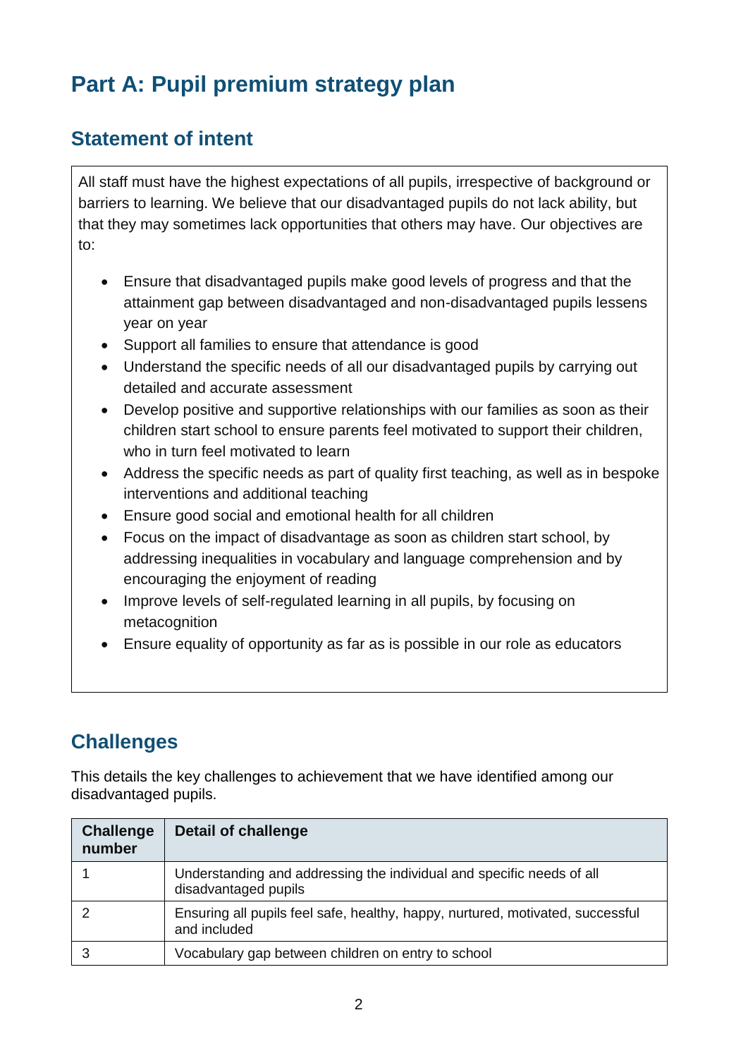# Part A: Pupil premium strategy plan

## Statement of intent

All staff must have the highest expectations of all pupils, irrespective of background or barriers to learning. We believe that our disadvantaged pupils do not lack ability, but that they may sometimes lack opportunities that others may have. Our objectives are to:

- Ensure that disadvantaged pupils make good levels of progress and that the attainment gap between disadvantaged and non-disadvantaged pupils lessens year on year
- Support all families to ensure that attendance is good
- Understand the specific needs of all our disadvantaged pupils by carrying out detailed and accurate assessment
- Develop positive and supportive relationships with our families as soon as their children start school to ensure parents feel motivated to support their children, who in turn feel motivated to learn
- Address the specific needs as part of quality first teaching, as well as in bespoke interventions and additional teaching
- Ensure good social and emotional health for all children
- Focus on the impact of disadvantage as soon as children start school, by addressing inequalities in vocabulary and language comprehension and by encouraging the enjoyment of reading
- Improve levels of self-regulated learning in all pupils, by focusing on metacognition
- Ensure equality of opportunity as far as is possible in our role as educators

## Challenges

This details the key challenges to achievement that we have identified among our disadvantaged pupils.

| Challenge number | Detail of challenge |
|---|---|
| 1 | Understanding and addressing the individual and specific needs of all disadvantaged pupils |
| 2 | Ensuring all pupils feel safe, healthy, happy, nurtured, motivated, successful and included |
| 3 | Vocabulary gap between children on entry to school |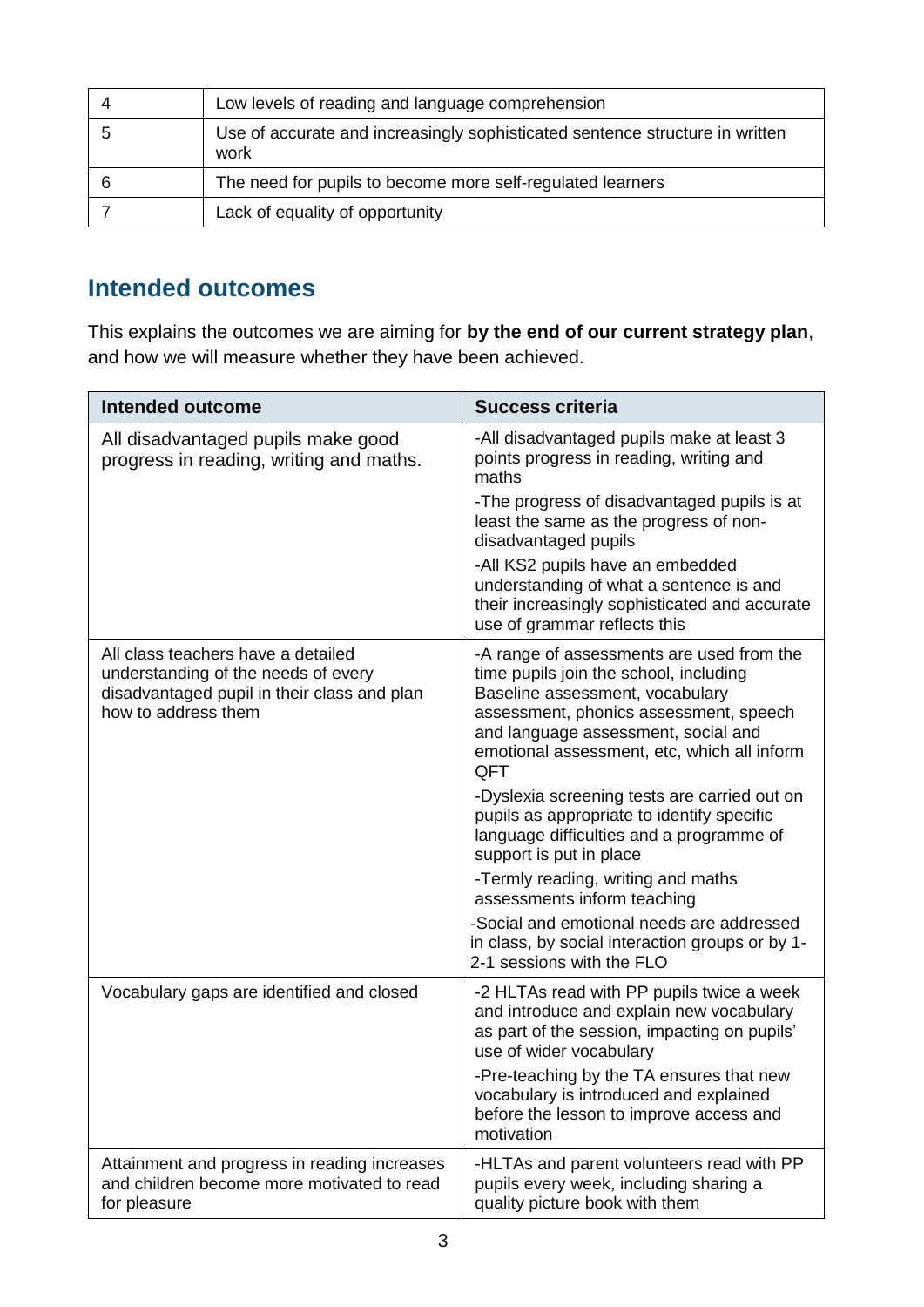| 4 | Low levels of reading and language comprehension |
| --- | --- |
| 5 | Use of accurate and increasingly sophisticated sentence structure in written work |
| 6 | The need for pupils to become more self-regulated learners |
| 7 | Lack of equality of opportunity |

## Intended outcomes

This explains the outcomes we are aiming for **by the end of our current strategy plan**, and how we will measure whether they have been achieved.

| Intended outcome | Success criteria |
| --- | --- |
| All disadvantaged pupils make good progress in reading, writing and maths. | -All disadvantaged pupils make at least 3 points progress in reading, writing and maths<br>-The progress of disadvantaged pupils is at least the same as the progress of non-disadvantaged pupils<br>-All KS2 pupils have an embedded understanding of what a sentence is and their increasingly sophisticated and accurate use of grammar reflects this |
| All class teachers have a detailed understanding of the needs of every disadvantaged pupil in their class and plan how to address them | -A range of assessments are used from the time pupils join the school, including Baseline assessment, vocabulary assessment, phonics assessment, speech and language assessment, social and emotional assessment, etc, which all inform QFT<br>-Dyslexia screening tests are carried out on pupils as appropriate to identify specific language difficulties and a programme of support is put in place<br>-Termly reading, writing and maths assessments inform teaching<br>-Social and emotional needs are addressed in class, by social interaction groups or by 1-2-1 sessions with the FLO |
| Vocabulary gaps are identified and closed | -2 HLTAs read with PP pupils twice a week and introduce and explain new vocabulary as part of the session, impacting on pupils' use of wider vocabulary<br>-Pre-teaching by the TA ensures that new vocabulary is introduced and explained before the lesson to improve access and motivation |
| Attainment and progress in reading increases and children become more motivated to read for pleasure | -HLTAs and parent volunteers read with PP pupils every week, including sharing a quality picture book with them |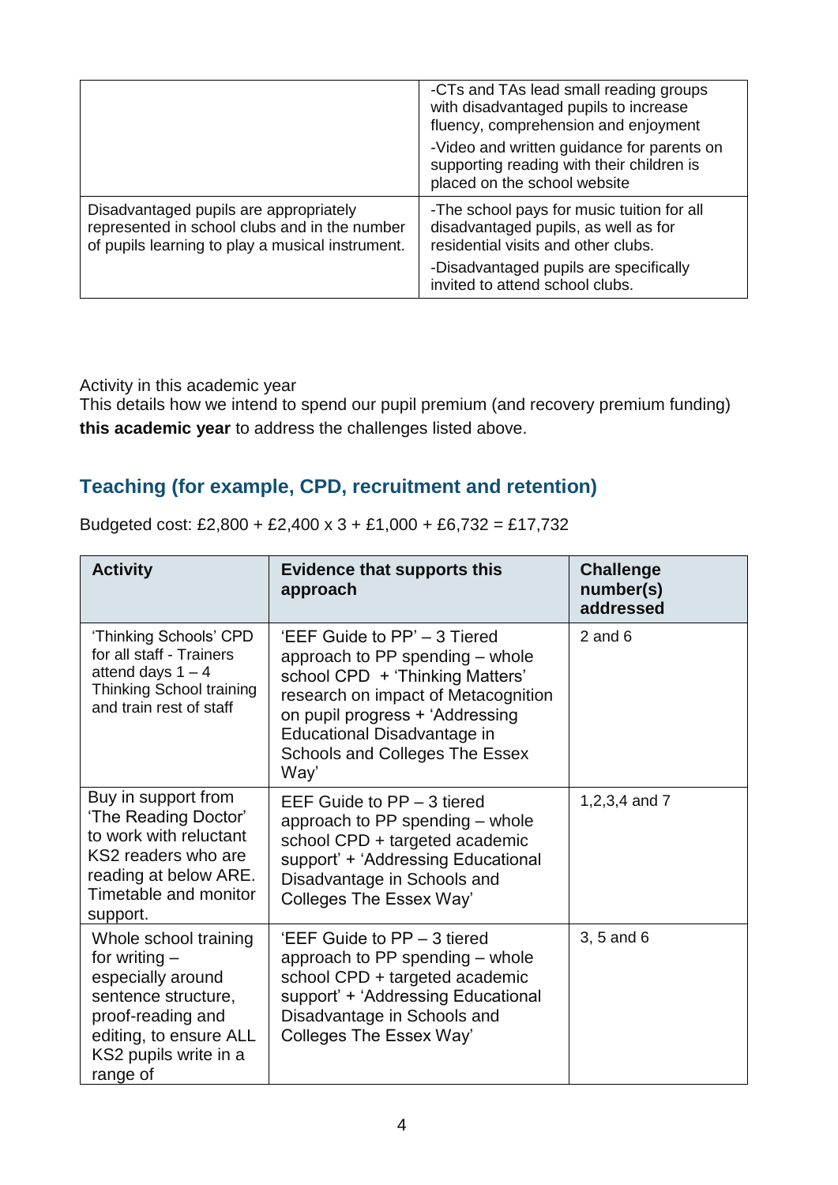| | |
|---|---|
| | -CTs and TAs lead small reading groups with disadvantaged pupils to increase fluency, comprehension and enjoyment<br>-Video and written guidance for parents on supporting reading with their children is placed on the school website |
| Disadvantaged pupils are appropriately represented in school clubs and in the number of pupils learning to play a musical instrument. | -The school pays for music tuition for all disadvantaged pupils, as well as for residential visits and other clubs.<br>-Disadvantaged pupils are specifically invited to attend school clubs. |

Activity in this academic year

This details how we intend to spend our pupil premium (and recovery premium funding) **this academic year** to address the challenges listed above.

## Teaching (for example, CPD, recruitment and retention)

Budgeted cost: £2,800 + £2,400 x 3 + £1,000 + £6,732 = £17,732

| Activity | Evidence that supports this approach | Challenge number(s) addressed |
|---|---|---|
| 'Thinking Schools' CPD for all staff - Trainers attend days 1 – 4 Thinking School training and train rest of staff | 'EEF Guide to PP' – 3 Tiered approach to PP spending – whole school CPD + 'Thinking Matters' research on impact of Metacognition on pupil progress + 'Addressing Educational Disadvantage in Schools and Colleges The Essex Way' | 2 and 6 |
| Buy in support from 'The Reading Doctor' to work with reluctant KS2 readers who are reading at below ARE. Timetable and monitor support. | EEF Guide to PP – 3 tiered approach to PP spending – whole school CPD + targeted academic support' + 'Addressing Educational Disadvantage in Schools and Colleges The Essex Way' | 1,2,3,4 and 7 |
| Whole school training for writing – especially around sentence structure, proof-reading and editing, to ensure ALL KS2 pupils write in a range of | 'EEF Guide to PP – 3 tiered approach to PP spending – whole school CPD + targeted academic support' + 'Addressing Educational Disadvantage in Schools and Colleges The Essex Way' | 3, 5 and 6 |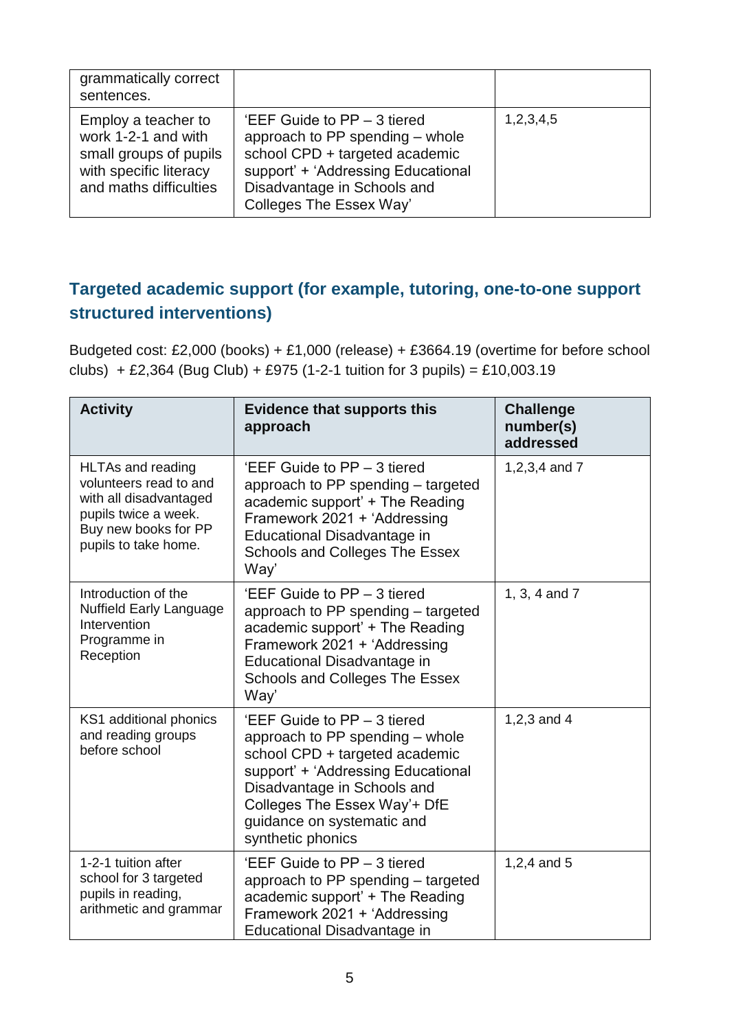| | | |
|---|---|---|
| grammatically correct sentences. | | |
| Employ a teacher to work 1-2-1 and with small groups of pupils with specific literacy and maths difficulties | 'EEF Guide to PP – 3 tiered approach to PP spending – whole school CPD + targeted academic support' + 'Addressing Educational Disadvantage in Schools and Colleges The Essex Way' | 1,2,3,4,5 |

## Targeted academic support (for example, tutoring, one-to-one support structured interventions)

Budgeted cost: £2,000 (books) + £1,000 (release) + £3664.19 (overtime for before school clubs) + £2,364 (Bug Club) + £975 (1-2-1 tuition for 3 pupils) = £10,003.19

| Activity | Evidence that supports this approach | Challenge number(s) addressed |
|---|---|---|
| HLTAs and reading volunteers read to and with all disadvantaged pupils twice a week. Buy new books for PP pupils to take home. | 'EEF Guide to PP – 3 tiered approach to PP spending – targeted academic support' + The Reading Framework 2021 + 'Addressing Educational Disadvantage in Schools and Colleges The Essex Way' | 1,2,3,4 and 7 |
| Introduction of the Nuffield Early Language Intervention Programme in Reception | 'EEF Guide to PP – 3 tiered approach to PP spending – targeted academic support' + The Reading Framework 2021 + 'Addressing Educational Disadvantage in Schools and Colleges The Essex Way' | 1, 3, 4 and 7 |
| KS1 additional phonics and reading groups before school | 'EEF Guide to PP – 3 tiered approach to PP spending – whole school CPD + targeted academic support' + 'Addressing Educational Disadvantage in Schools and Colleges The Essex Way'+ DfE guidance on systematic and synthetic phonics | 1,2,3 and 4 |
| 1-2-1 tuition after school for 3 targeted pupils in reading, arithmetic and grammar | 'EEF Guide to PP – 3 tiered approach to PP spending – targeted academic support' + The Reading Framework 2021 + 'Addressing Educational Disadvantage in | 1,2,4 and 5 |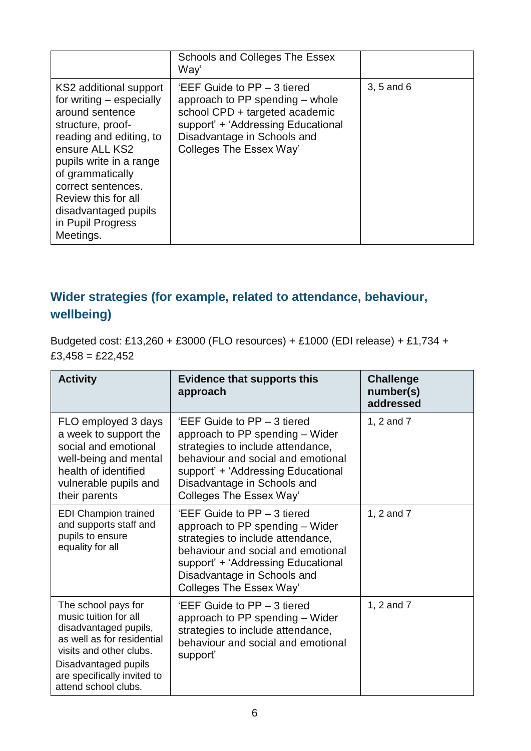| | Schools and Colleges The Essex Way' | |
|---|---|---|
| KS2 additional support for writing – especially around sentence structure, proof-reading and editing, to ensure ALL KS2 pupils write in a range of grammatically correct sentences. Review this for all disadvantaged pupils in Pupil Progress Meetings. | 'EEF Guide to PP – 3 tiered approach to PP spending – whole school CPD + targeted academic support' + 'Addressing Educational Disadvantage in Schools and Colleges The Essex Way' | 3, 5 and 6 |

## Wider strategies (for example, related to attendance, behaviour, wellbeing)

Budgeted cost: £13,260 + £3000 (FLO resources) + £1000 (EDI release) + £1,734 + £3,458 = £22,452

| Activity | Evidence that supports this approach | Challenge number(s) addressed |
|---|---|---|
| FLO employed 3 days a week to support the social and emotional well-being and mental health of identified vulnerable pupils and their parents | 'EEF Guide to PP – 3 tiered approach to PP spending – Wider strategies to include attendance, behaviour and social and emotional support' + 'Addressing Educational Disadvantage in Schools and Colleges The Essex Way' | 1, 2 and 7 |
| EDI Champion trained and supports staff and pupils to ensure equality for all | 'EEF Guide to PP – 3 tiered approach to PP spending – Wider strategies to include attendance, behaviour and social and emotional support' + 'Addressing Educational Disadvantage in Schools and Colleges The Essex Way' | 1, 2 and 7 |
| The school pays for music tuition for all disadvantaged pupils, as well as for residential visits and other clubs. Disadvantaged pupils are specifically invited to attend school clubs. | 'EEF Guide to PP – 3 tiered approach to PP spending – Wider strategies to include attendance, behaviour and social and emotional support' | 1, 2 and 7 |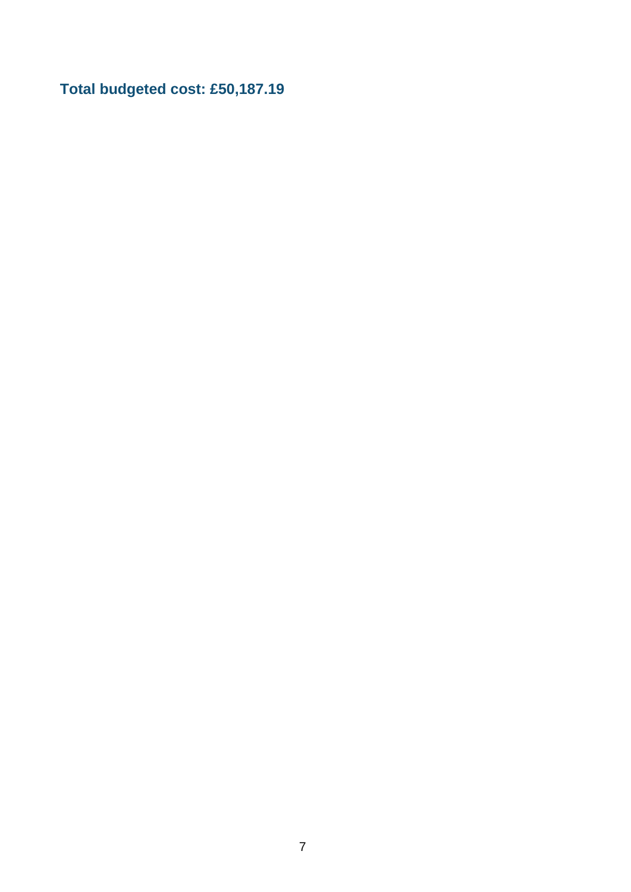**Total budgeted cost: £50,187.19**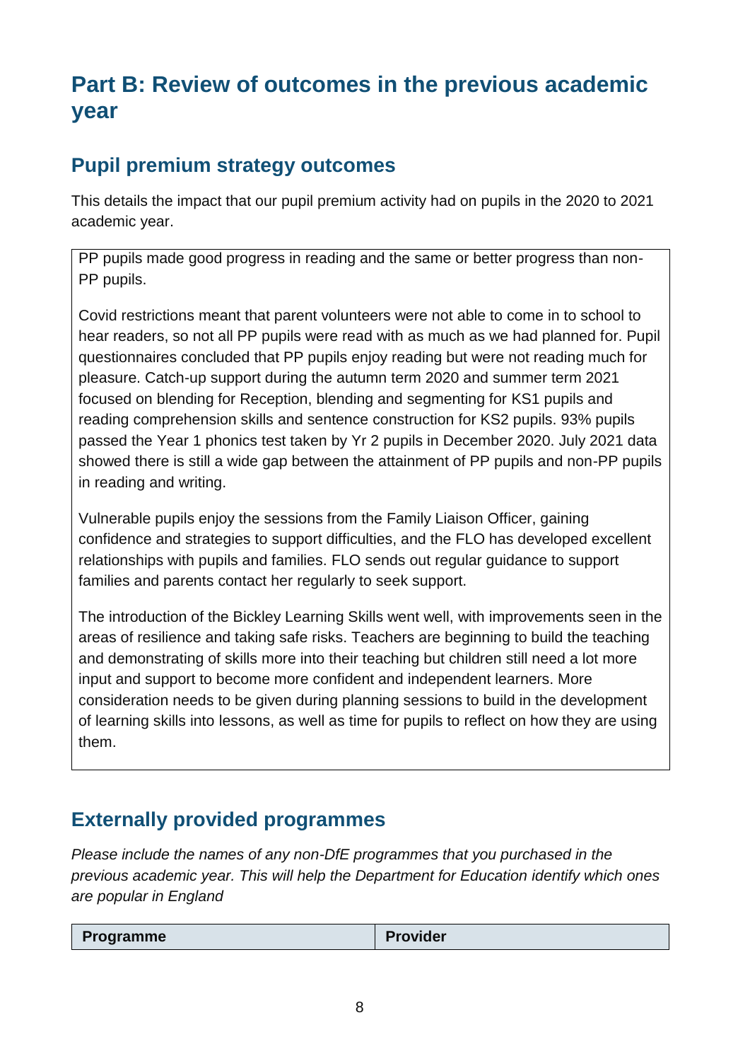# Part B: Review of outcomes in the previous academic year

## Pupil premium strategy outcomes

This details the impact that our pupil premium activity had on pupils in the 2020 to 2021 academic year.

PP pupils made good progress in reading and the same or better progress than non-PP pupils.

Covid restrictions meant that parent volunteers were not able to come in to school to hear readers, so not all PP pupils were read with as much as we had planned for. Pupil questionnaires concluded that PP pupils enjoy reading but were not reading much for pleasure. Catch-up support during the autumn term 2020 and summer term 2021 focused on blending for Reception, blending and segmenting for KS1 pupils and reading comprehension skills and sentence construction for KS2 pupils. 93% pupils passed the Year 1 phonics test taken by Yr 2 pupils in December 2020. July 2021 data showed there is still a wide gap between the attainment of PP pupils and non-PP pupils in reading and writing.

Vulnerable pupils enjoy the sessions from the Family Liaison Officer, gaining confidence and strategies to support difficulties, and the FLO has developed excellent relationships with pupils and families. FLO sends out regular guidance to support families and parents contact her regularly to seek support.

The introduction of the Bickley Learning Skills went well, with improvements seen in the areas of resilience and taking safe risks. Teachers are beginning to build the teaching and demonstrating of skills more into their teaching but children still need a lot more input and support to become more confident and independent learners. More consideration needs to be given during planning sessions to build in the development of learning skills into lessons, as well as time for pupils to reflect on how they are using them.

## Externally provided programmes

*Please include the names of any non-DfE programmes that you purchased in the previous academic year. This will help the Department for Education identify which ones are popular in England*

| Programme | Provider |
| --- | --- |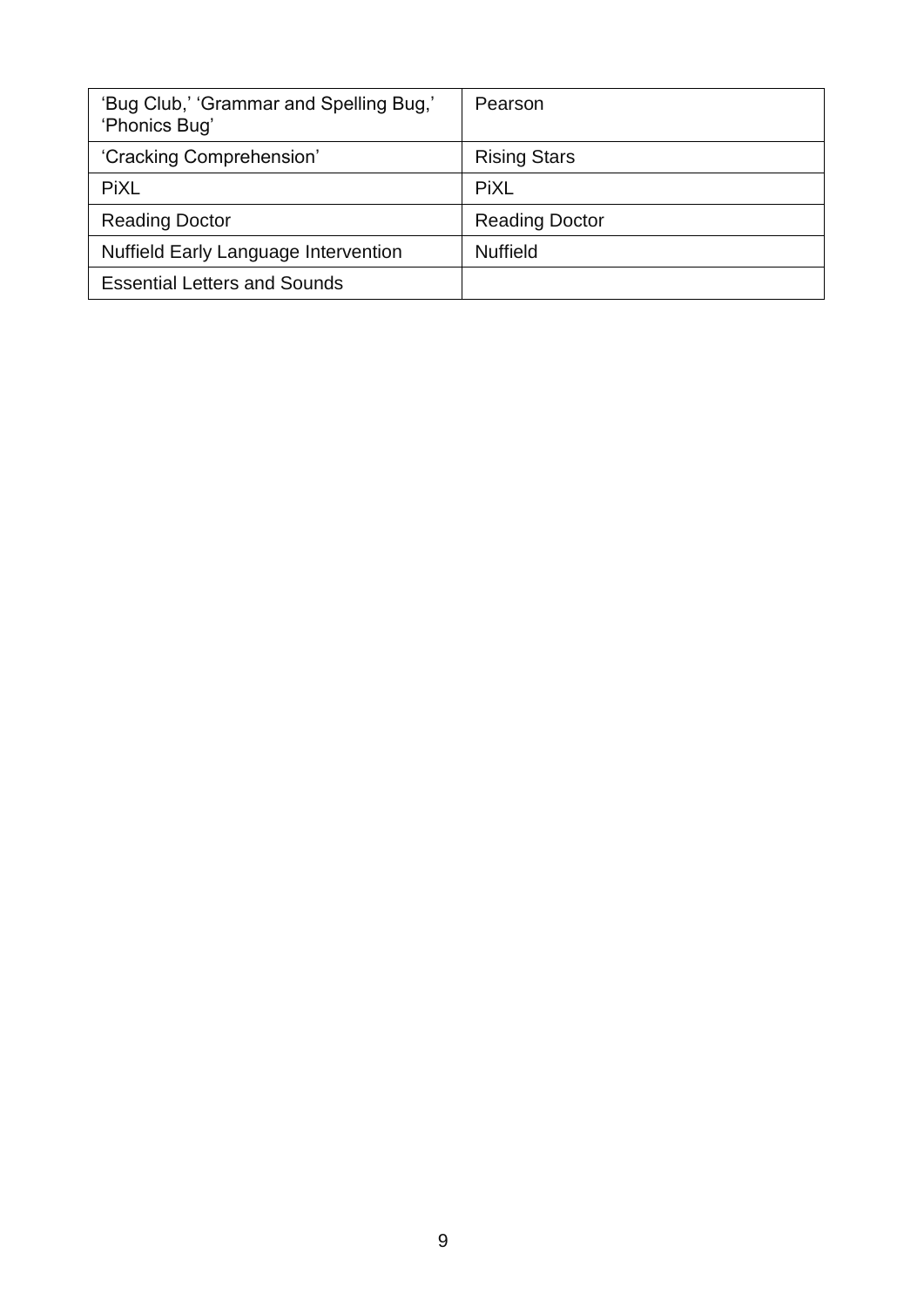| | |
|---|---|
| 'Bug Club,' 'Grammar and Spelling Bug,' 'Phonics Bug' | Pearson |
| 'Cracking Comprehension' | Rising Stars |
| PiXL | PiXL |
| Reading Doctor | Reading Doctor |
| Nuffield Early Language Intervention | Nuffield |
| Essential Letters and Sounds | |